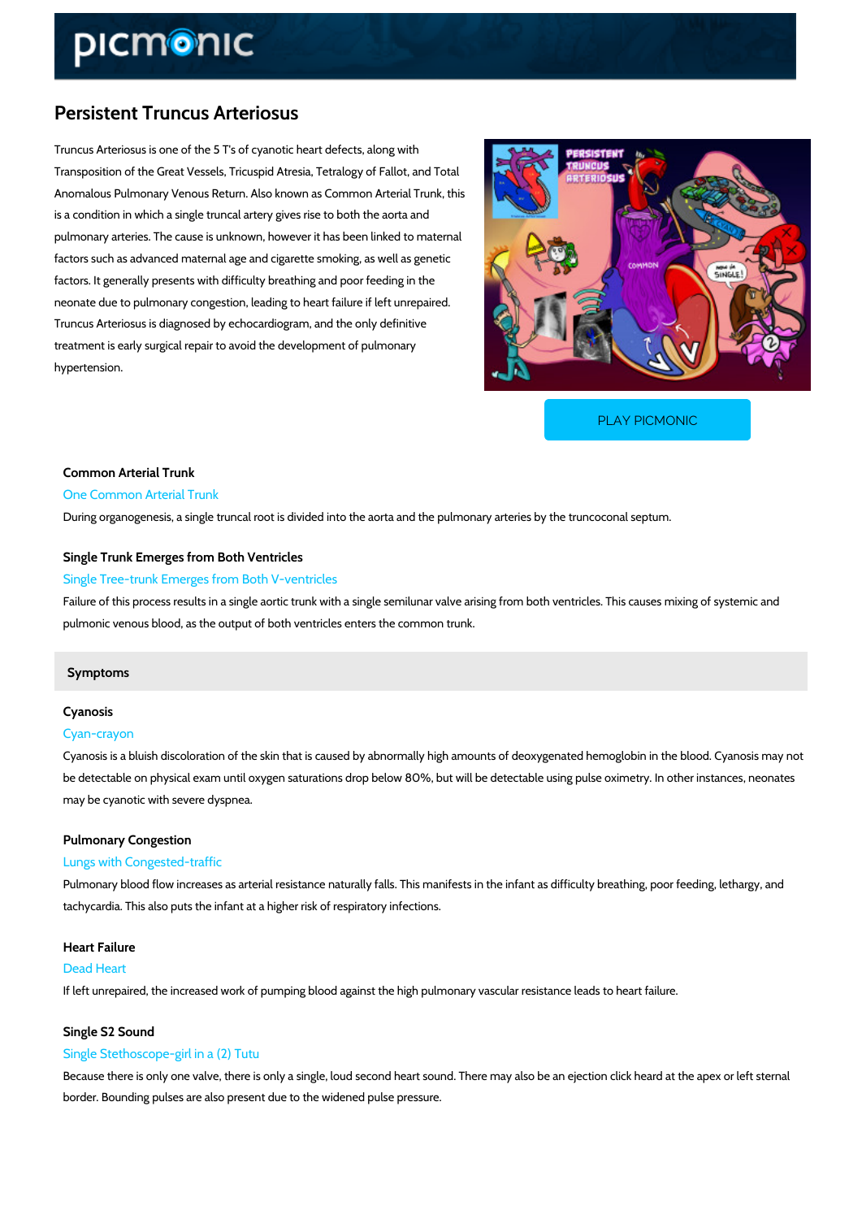# Persistent Truncus Arteriosus

Truncus Arteriosus is one of the 5 T's of cyanotic heart defects, along with Transposition of the Great Vessels, Tricuspid Atresia, Tetralogy of Fallot, and Total Anomalous Pulmonary Venous Return. Also known as Common Arterial Trunk, this is a condition in which a single truncal artery gives rise to both the aorta and pulmonary arteries. The cause is unknown, however it has been linked to maternal factors such as advanced maternal age and cigarette smoking, as well as genetic factors. It generally presents with difficulty breathing and poor feeding in the neonate due to pulmonary congestion, leading to heart failure if left unrepaired. Truncus Arteriosus is diagnosed by echocardiogram, and the only definitive treatment is early surgical repair to avoid the development of pulmonary hypertension.

PLAY PICMONIC

### Common Arterial Trunk

One Common Arterial Trunk

During organogenesis, a single truncal root is divided into the aorta and the pulmonary arteries by the truncoconal septum.

### Single Trunk Emerges from Both Ventricles

Single Tree-trunk Emerges from Both V-ventricles

Failure of this process results in a single aortic trunk with a single semilunar valve arising from both ventricles. This causes mixing of systemic and pulmonic venous blood, as the output of both ventricles enters the common trunk.

## Symptoms

### Cyanosis

Cyan-crayon

Cyanosis is a bluish discoloration of the skin that is caused by abnormally high amounts of deoxygenated hemoglobin in the blood. Cyanosis may not be detectable on physical exam until oxygen saturations drop below 80%, but will be detectable using pulse oximetry. In other instances, neonates may be cyanotic with severe dyspnea.

### Pulmonary Congestion

Lungs with Congested-traffic

Pulmonary blood flow increases as arterial resistance naturally falls. This manifests in the infant as difficulty breathing, poor feeding, lethargy, and tachycardia. This also puts the infant at a higher risk of respiratory infections.

### Heart Failure

Dead Heart

If left unrepaired, the increased work of pumping blood against the high pulmonary vascular resistance leads to heart failure.

### Single S2 Sound

Single Stethoscope-girl in a (2) Tutu

Because there is only one valve, there is only a single, loud second heart sound. There may also be an ejection click heard at the apex or left sternal border. Bounding pulses are also present due to the widened pulse pressure.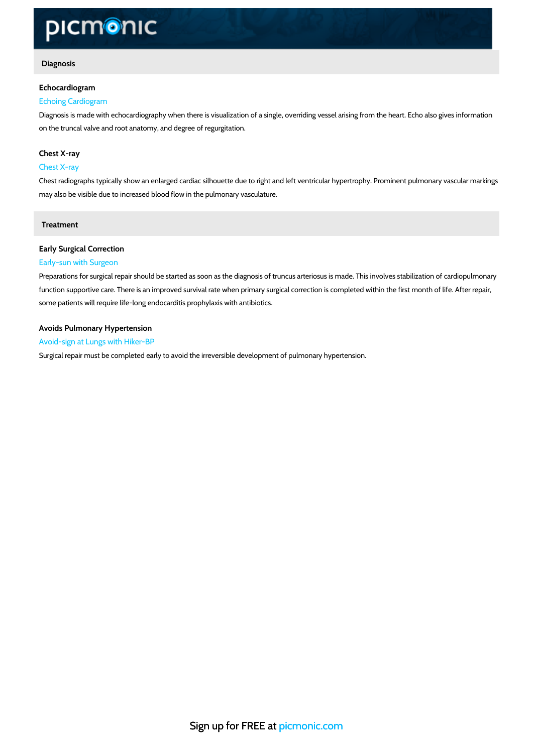## Diagnosis

### Echocardiogram

Echoing Cardiogram

Diagnosis is made with echocardiography when there is visualization of a single, overriding vessel arising from the heart. Echo also gives information on the truncal valve and root anatomy, and degree of regurgitation.

### Chest X-ray

Chest X-ray

Chest radiographs typically show an enlarged cardiac silhouette due to right and left ventricular hypertrophy. Prominent pulmonary vascular markings may also be visible due to increased blood flow in the pulmonary vasculature.

## Treatment

### Early Surgical Correction

Early-sun with Surgeon

Preparations for surgical repair should be started as soon as the diagnosis of truncus arteriosus is made. This involves stabilization of cardiopulmonary function supportive care. There is an improved survival rate when primary surgical correction is completed within the first month of life. After repair, some patients will require life-long endocarditis prophylaxis with antibiotics.

### Avoids Pulmonary Hypertension

Avoid-sign at Lungs with Hiker-BP

Surgical repair must be completed early to avoid the irreversible development of pulmonary hypertension.